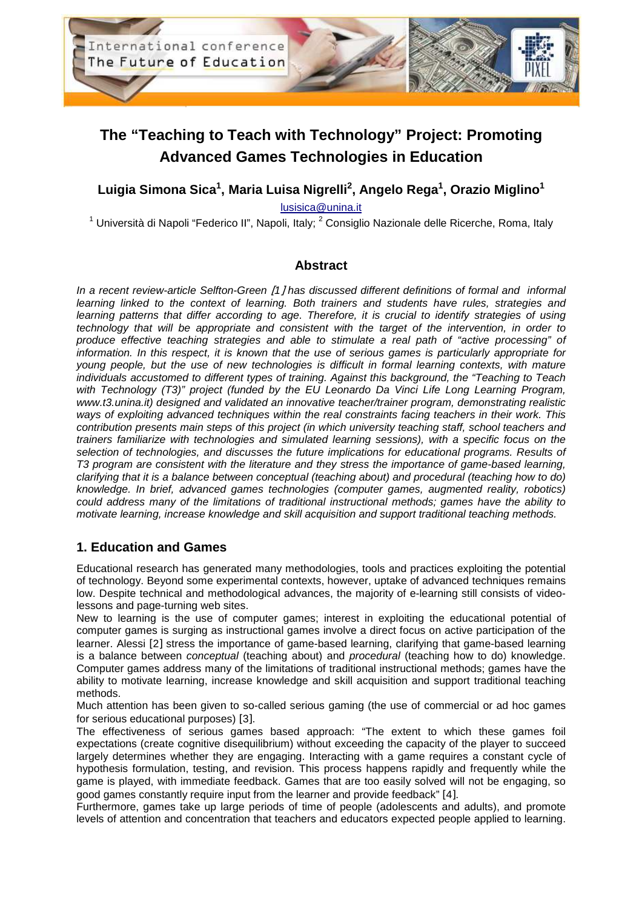# The "Teaching to Teach with Technology" Project: Promoting Advanced Games Technologies in Education

**Luigia Simona Sica[1], Maria Luisa Nigrelli[2], Angelo Rega[1], Orazio Miglino[1]**

lusisica@unina.it

[1] Università di Napoli "Federico II", Napoli, Italy; [2] Consiglio Nazionale delle Ricerche, Roma, Italy

## Abstract

*In a recent review-article Selfton-Green [1] has discussed different definitions of formal and informal learning linked to the context of learning. Both trainers and students have rules, strategies and learning patterns that differ according to age. Therefore, it is crucial to identify strategies of using technology that will be appropriate and consistent with the target of the intervention, in order to produce effective teaching strategies and able to stimulate a real path of "active processing" of information. In this respect, it is known that the use of serious games is particularly appropriate for young people, but the use of new technologies is difficult in formal learning contexts, with mature individuals accustomed to different types of training. Against this background, the "Teaching to Teach with Technology (T3)" project (funded by the EU Leonardo Da Vinci Life Long Learning Program, www.t3.unina.it) designed and validated an innovative teacher/trainer program, demonstrating realistic ways of exploiting advanced techniques within the real constraints facing teachers in their work. This contribution presents main steps of this project (in which university teaching staff, school teachers and trainers familiarize with technologies and simulated learning sessions), with a specific focus on the selection of technologies, and discusses the future implications for educational programs. Results of T3 program are consistent with the literature and they stress the importance of game-based learning, clarifying that it is a balance between conceptual (teaching about) and procedural (teaching how to do) knowledge. In brief, advanced games technologies (computer games, augmented reality, robotics) could address many of the limitations of traditional instructional methods; games have the ability to motivate learning, increase knowledge and skill acquisition and support traditional teaching methods.*

## 1. Education and Games

Educational research has generated many methodologies, tools and practices exploiting the potential of technology. Beyond some experimental contexts, however, uptake of advanced techniques remains low. Despite technical and methodological advances, the majority of e-learning still consists of video-lessons and page-turning web sites.

New to learning is the use of computer games; interest in exploiting the educational potential of computer games is surging as instructional games involve a direct focus on active participation of the learner. Alessi [2] stress the importance of game-based learning, clarifying that game-based learning is a balance between *conceptual* (teaching about) and *procedural* (teaching how to do) knowledge. Computer games address many of the limitations of traditional instructional methods; games have the ability to motivate learning, increase knowledge and skill acquisition and support traditional teaching methods.

Much attention has been given to so-called serious gaming (the use of commercial or ad hoc games for serious educational purposes) [3].

The effectiveness of serious games based approach: "The extent to which these games foil expectations (create cognitive disequilibrium) without exceeding the capacity of the player to succeed largely determines whether they are engaging. Interacting with a game requires a constant cycle of hypothesis formulation, testing, and revision. This process happens rapidly and frequently while the game is played, with immediate feedback. Games that are too easily solved will not be engaging, so good games constantly require input from the learner and provide feedback" [4].

Furthermore, games take up large periods of time of people (adolescents and adults), and promote levels of attention and concentration that teachers and educators expected people applied to learning.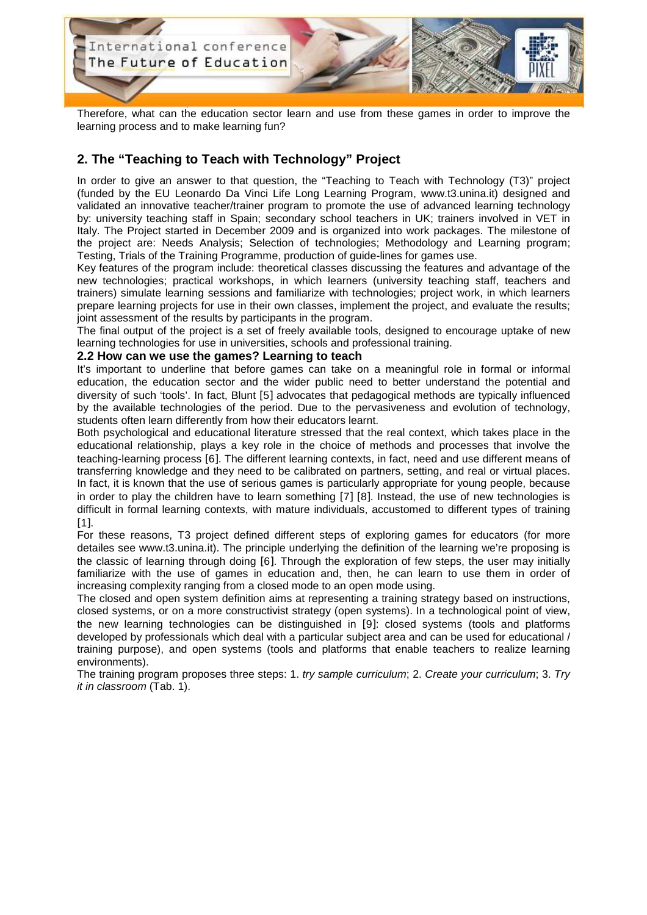Therefore, what can the education sector learn and use from these games in order to improve the learning process and to make learning fun?

## 2. The "Teaching to Teach with Technology" Project

In order to give an answer to that question, the "Teaching to Teach with Technology (T3)" project (funded by the EU Leonardo Da Vinci Life Long Learning Program, www.t3.unina.it) designed and validated an innovative teacher/trainer program to promote the use of advanced learning technology by: university teaching staff in Spain; secondary school teachers in UK; trainers involved in VET in Italy. The Project started in December 2009 and is organized into work packages. The milestone of the project are: Needs Analysis; Selection of technologies; Methodology and Learning program; Testing, Trials of the Training Programme, production of guide-lines for games use.

Key features of the program include: theoretical classes discussing the features and advantage of the new technologies; practical workshops, in which learners (university teaching staff, teachers and trainers) simulate learning sessions and familiarize with technologies; project work, in which learners prepare learning projects for use in their own classes, implement the project, and evaluate the results; joint assessment of the results by participants in the program.

The final output of the project is a set of freely available tools, designed to encourage uptake of new learning technologies for use in universities, schools and professional training.

### 2.2 How can we use the games? Learning to teach

It's important to underline that before games can take on a meaningful role in formal or informal education, the education sector and the wider public need to better understand the potential and diversity of such 'tools'. In fact, Blunt [5] advocates that pedagogical methods are typically influenced by the available technologies of the period. Due to the pervasiveness and evolution of technology, students often learn differently from how their educators learnt.

Both psychological and educational literature stressed that the real context, which takes place in the educational relationship, plays a key role in the choice of methods and processes that involve the teaching-learning process [6]. The different learning contexts, in fact, need and use different means of transferring knowledge and they need to be calibrated on partners, setting, and real or virtual places. In fact, it is known that the use of serious games is particularly appropriate for young people, because in order to play the children have to learn something [7] [8]. Instead, the use of new technologies is difficult in formal learning contexts, with mature individuals, accustomed to different types of training [1].

For these reasons, T3 project defined different steps of exploring games for educators (for more detailes see www.t3.unina.it). The principle underlying the definition of the learning we're proposing is the classic of learning through doing [6]. Through the exploration of few steps, the user may initially familiarize with the use of games in education and, then, he can learn to use them in order of increasing complexity ranging from a closed mode to an open mode using.

The closed and open system definition aims at representing a training strategy based on instructions, closed systems, or on a more constructivist strategy (open systems). In a technological point of view, the new learning technologies can be distinguished in [9]: closed systems (tools and platforms developed by professionals which deal with a particular subject area and can be used for educational / training purpose), and open systems (tools and platforms that enable teachers to realize learning environments).

The training program proposes three steps: 1. *try sample curriculum*; 2. *Create your curriculum*; 3. *Try it in classroom* (Tab. 1).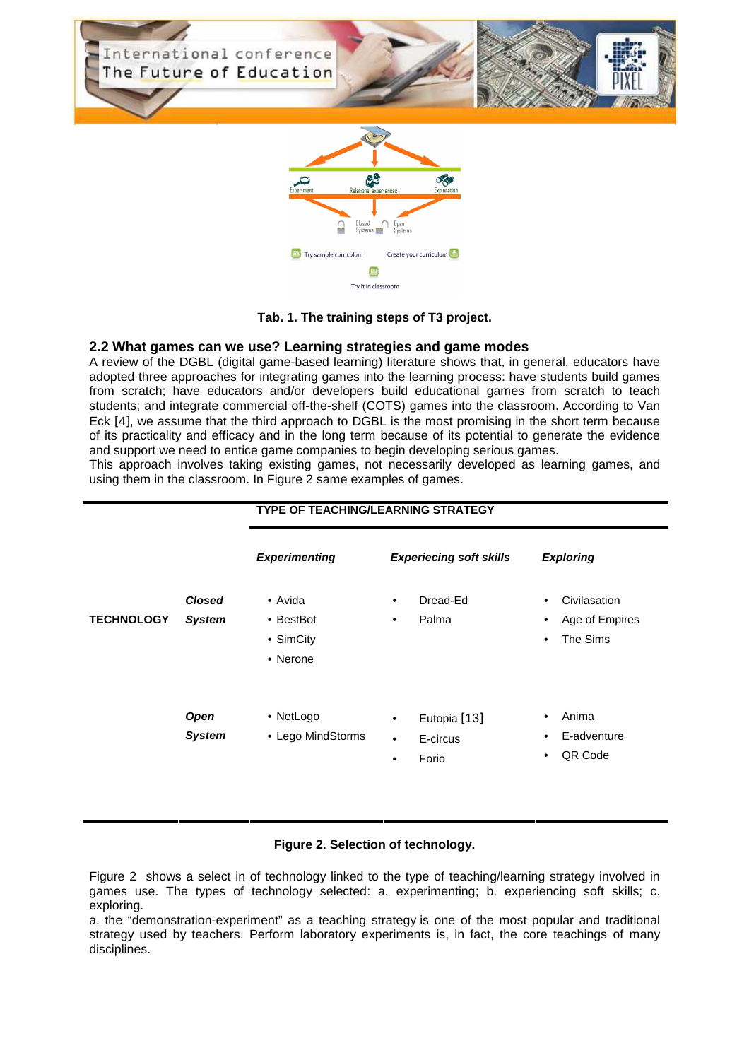Tab. 1. The training steps of T3 project.

## 2.2 What games can we use? Learning strategies and game modes

A review of the DGBL (digital game-based learning) literature shows that, in general, educators have adopted three approaches for integrating games into the learning process: have students build games from scratch; have educators and/or developers build educational games from scratch to teach students; and integrate commercial off-the-shelf (COTS) games into the classroom. According to Van Eck [4], we assume that the third approach to DGBL is the most promising in the short term because of its practicality and efficacy and in the long term because of its potential to generate the evidence and support we need to entice game companies to begin developing serious games.
This approach involves taking existing games, not necessarily developed as learning games, and using them in the classroom. In Figure 2 same examples of games.

| | | TYPE OF TEACHING/LEARNING STRATEGY | | |
|---|---|---|---|---|
| | | ***Experimenting*** | ***Experiecing soft skills*** | ***Exploring*** |
| **TECHNOLOGY** | ***Closed System*** | • Avida<br>• BestBot<br>• SimCity<br>• Nerone | • Dread-Ed<br>• Palma | • Civilasation<br>• Age of Empires<br>• The Sims |
| | ***Open System*** | • NetLogo<br>• Lego MindStorms | • Eutopia [13]<br>• E-circus<br>• Forio | • Anima<br>• E-adventure<br>• QR Code |

**Figure 2. Selection of technology.**

Figure 2 shows a select in of technology linked to the type of teaching/learning strategy involved in games use. The types of technology selected: a. experimenting; b. experiencing soft skills; c. exploring.
a. the "demonstration-experiment" as a teaching strategy is one of the most popular and traditional strategy used by teachers. Perform laboratory experiments is, in fact, the core teachings of many disciplines.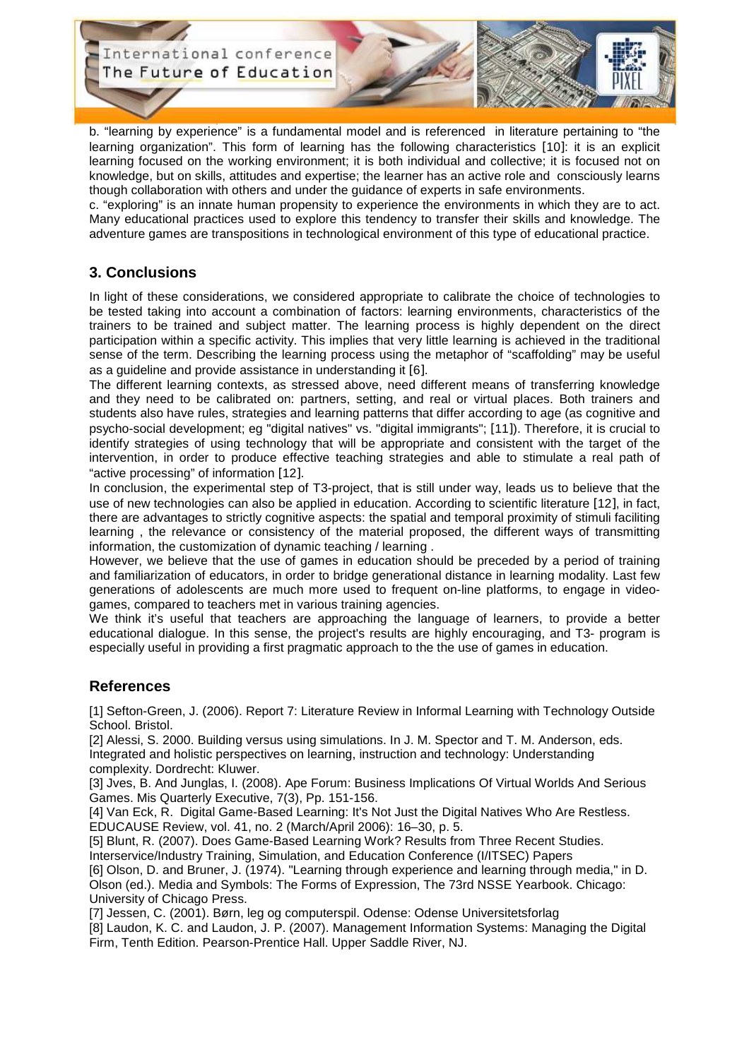b. “learning by experience” is a fundamental model and is referenced in literature pertaining to “the learning organization”. This form of learning has the following characteristics [10]: it is an explicit learning focused on the working environment; it is both individual and collective; it is focused not on knowledge, but on skills, attitudes and expertise; the learner has an active role and consciously learns though collaboration with others and under the guidance of experts in safe environments.

c. “exploring” is an innate human propensity to experience the environments in which they are to act. Many educational practices used to explore this tendency to transfer their skills and knowledge. The adventure games are transpositions in technological environment of this type of educational practice.

## 3. Conclusions

In light of these considerations, we considered appropriate to calibrate the choice of technologies to be tested taking into account a combination of factors: learning environments, characteristics of the trainers to be trained and subject matter. The learning process is highly dependent on the direct participation within a specific activity. This implies that very little learning is achieved in the traditional sense of the term. Describing the learning process using the metaphor of “scaffolding” may be useful as a guideline and provide assistance in understanding it [6].

The different learning contexts, as stressed above, need different means of transferring knowledge and they need to be calibrated on: partners, setting, and real or virtual places. Both trainers and students also have rules, strategies and learning patterns that differ according to age (as cognitive and psycho-social development; eg "digital natives" vs. "digital immigrants"; [11]). Therefore, it is crucial to identify strategies of using technology that will be appropriate and consistent with the target of the intervention, in order to produce effective teaching strategies and able to stimulate a real path of “active processing” of information [12].

In conclusion, the experimental step of T3-project, that is still under way, leads us to believe that the use of new technologies can also be applied in education. According to scientific literature [12], in fact, there are advantages to strictly cognitive aspects: the spatial and temporal proximity of stimuli faciliting learning , the relevance or consistency of the material proposed, the different ways of transmitting information, the customization of dynamic teaching / learning .

However, we believe that the use of games in education should be preceded by a period of training and familiarization of educators, in order to bridge generational distance in learning modality. Last few generations of adolescents are much more used to frequent on-line platforms, to engage in video-games, compared to teachers met in various training agencies.

We think it’s useful that teachers are approaching the language of learners, to provide a better educational dialogue. In this sense, the project's results are highly encouraging, and T3- program is especially useful in providing a first pragmatic approach to the the use of games in education.

## References

[1] Sefton-Green, J. (2006). Report 7: Literature Review in Informal Learning with Technology Outside School. Bristol.

[2] Alessi, S. 2000. Building versus using simulations. In J. M. Spector and T. M. Anderson, eds. Integrated and holistic perspectives on learning, instruction and technology: Understanding complexity. Dordrecht: Kluwer.

[3] Jves, B. And Junglas, I. (2008). Ape Forum: Business Implications Of Virtual Worlds And Serious Games. Mis Quarterly Executive, 7(3), Pp. 151-156.

[4] Van Eck, R. Digital Game-Based Learning: It's Not Just the Digital Natives Who Are Restless. EDUCAUSE Review, vol. 41, no. 2 (March/April 2006): 16–30, p. 5.

[5] Blunt, R. (2007). Does Game-Based Learning Work? Results from Three Recent Studies. Interservice/Industry Training, Simulation, and Education Conference (I/ITSEC) Papers

[6] Olson, D. and Bruner, J. (1974). "Learning through experience and learning through media," in D. Olson (ed.). Media and Symbols: The Forms of Expression, The 73rd NSSE Yearbook. Chicago: University of Chicago Press.

[7] Jessen, C. (2001). Børn, leg og computerspil. Odense: Odense Universitetsforlag

[8] Laudon, K. C. and Laudon, J. P. (2007). Management Information Systems: Managing the Digital Firm, Tenth Edition. Pearson-Prentice Hall. Upper Saddle River, NJ.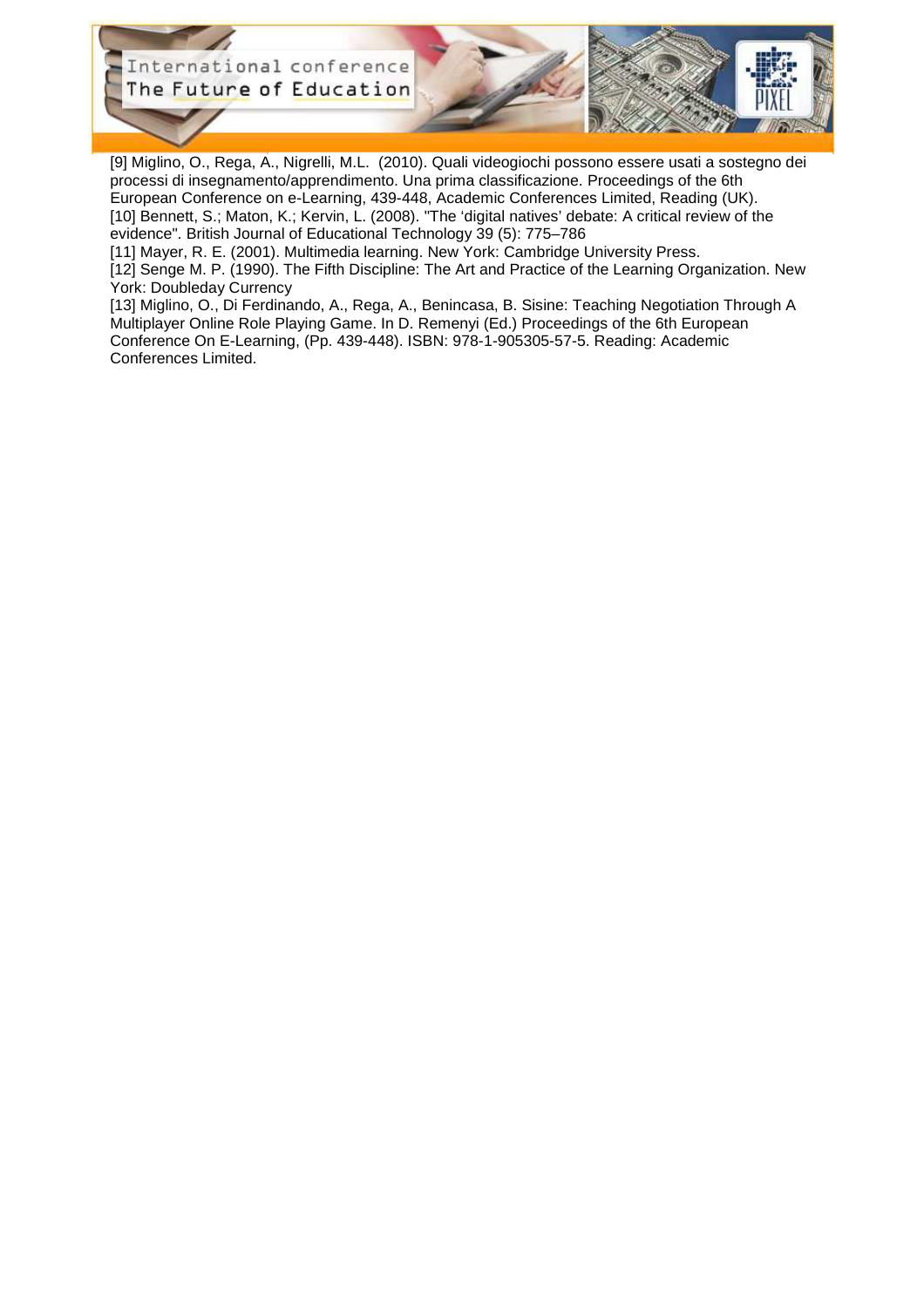[9] Miglino, O., Rega, A., Nigrelli, M.L. (2010). Quali videogiochi possono essere usati a sostegno dei processi di insegnamento/apprendimento. Una prima classificazione. Proceedings of the 6th European Conference on e-Learning, 439-448, Academic Conferences Limited, Reading (UK).

[10] Bennett, S.; Maton, K.; Kervin, L. (2008). "The 'digital natives' debate: A critical review of the evidence". British Journal of Educational Technology 39 (5): 775–786

[11] Mayer, R. E. (2001). Multimedia learning. New York: Cambridge University Press.

[12] Senge M. P. (1990). The Fifth Discipline: The Art and Practice of the Learning Organization. New York: Doubleday Currency

[13] Miglino, O., Di Ferdinando, A., Rega, A., Benincasa, B. Sisine: Teaching Negotiation Through A Multiplayer Online Role Playing Game. In D. Remenyi (Ed.) Proceedings of the 6th European Conference On E-Learning, (Pp. 439-448). ISBN: 978-1-905305-57-5. Reading: Academic Conferences Limited.